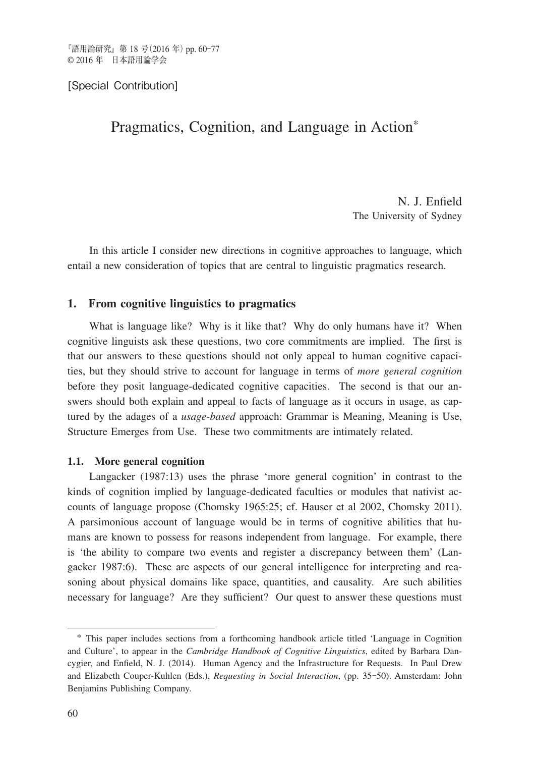[Special Contribution]

# Pragmatics, Cognition, and Language in Action*

N. J. Enfield
The University of Sydney

In this article I consider new directions in cognitive approaches to language, which entail a new consideration of topics that are central to linguistic pragmatics research.

## 1. From cognitive linguistics to pragmatics

What is language like? Why is it like that? Why do only humans have it? When cognitive linguists ask these questions, two core commitments are implied. The first is that our answers to these questions should not only appeal to human cognitive capacities, but they should strive to account for language in terms of *more general cognition* before they posit language-dedicated cognitive capacities. The second is that our answers should both explain and appeal to facts of language as it occurs in usage, as captured by the adages of a *usage-based* approach: Grammar is Meaning, Meaning is Use, Structure Emerges from Use. These two commitments are intimately related.

### 1.1. More general cognition

Langacker (1987:13) uses the phrase 'more general cognition' in contrast to the kinds of cognition implied by language-dedicated faculties or modules that nativist accounts of language propose (Chomsky 1965:25; cf. Hauser et al 2002, Chomsky 2011). A parsimonious account of language would be in terms of cognitive abilities that humans are known to possess for reasons independent from language. For example, there is 'the ability to compare two events and register a discrepancy between them' (Langacker 1987:6). These are aspects of our general intelligence for interpreting and reasoning about physical domains like space, quantities, and causality. Are such abilities necessary for language? Are they sufficient? Our quest to answer these questions must

* This paper includes sections from a forthcoming handbook article titled 'Language in Cognition and Culture', to appear in the *Cambridge Handbook of Cognitive Linguistics*, edited by Barbara Dancygier, and Enfield, N. J. (2014). Human Agency and the Infrastructure for Requests. In Paul Drew and Elizabeth Couper-Kuhlen (Eds.), *Requesting in Social Interaction*, (pp. 35–50). Amsterdam: John Benjamins Publishing Company.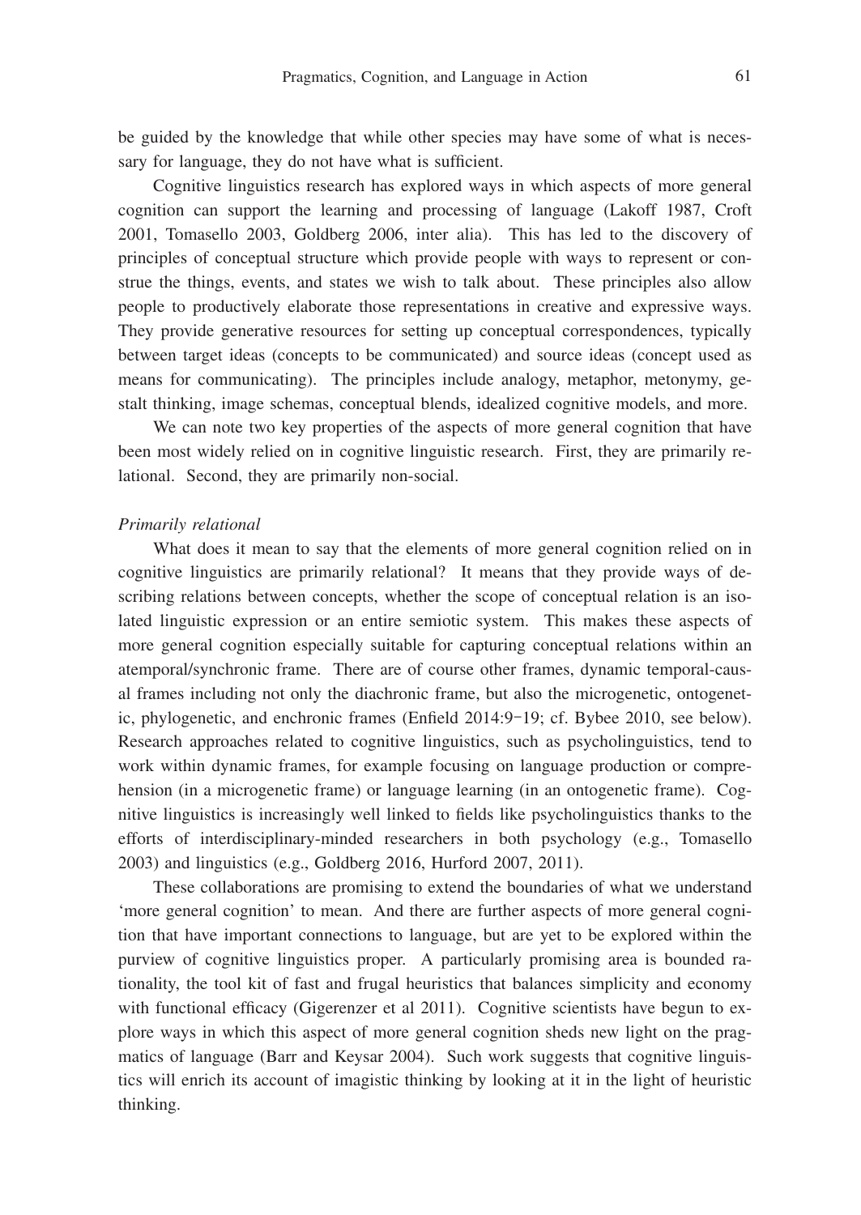be guided by the knowledge that while other species may have some of what is necessary for language, they do not have what is sufficient.

Cognitive linguistics research has explored ways in which aspects of more general cognition can support the learning and processing of language (Lakoff 1987, Croft 2001, Tomasello 2003, Goldberg 2006, inter alia). This has led to the discovery of principles of conceptual structure which provide people with ways to represent or construe the things, events, and states we wish to talk about. These principles also allow people to productively elaborate those representations in creative and expressive ways. They provide generative resources for setting up conceptual correspondences, typically between target ideas (concepts to be communicated) and source ideas (concept used as means for communicating). The principles include analogy, metaphor, metonymy, gestalt thinking, image schemas, conceptual blends, idealized cognitive models, and more.

We can note two key properties of the aspects of more general cognition that have been most widely relied on in cognitive linguistic research. First, they are primarily relational. Second, they are primarily non-social.

*Primarily relational*

What does it mean to say that the elements of more general cognition relied on in cognitive linguistics are primarily relational? It means that they provide ways of describing relations between concepts, whether the scope of conceptual relation is an isolated linguistic expression or an entire semiotic system. This makes these aspects of more general cognition especially suitable for capturing conceptual relations within an atemporal/synchronic frame. There are of course other frames, dynamic temporal-causal frames including not only the diachronic frame, but also the microgenetic, ontogenetic, phylogenetic, and enchronic frames (Enfield 2014:9–19; cf. Bybee 2010, see below). Research approaches related to cognitive linguistics, such as psycholinguistics, tend to work within dynamic frames, for example focusing on language production or comprehension (in a microgenetic frame) or language learning (in an ontogenetic frame). Cognitive linguistics is increasingly well linked to fields like psycholinguistics thanks to the efforts of interdisciplinary-minded researchers in both psychology (e.g., Tomasello 2003) and linguistics (e.g., Goldberg 2016, Hurford 2007, 2011).

These collaborations are promising to extend the boundaries of what we understand 'more general cognition' to mean. And there are further aspects of more general cognition that have important connections to language, but are yet to be explored within the purview of cognitive linguistics proper. A particularly promising area is bounded rationality, the tool kit of fast and frugal heuristics that balances simplicity and economy with functional efficacy (Gigerenzer et al 2011). Cognitive scientists have begun to explore ways in which this aspect of more general cognition sheds new light on the pragmatics of language (Barr and Keysar 2004). Such work suggests that cognitive linguistics will enrich its account of imagistic thinking by looking at it in the light of heuristic thinking.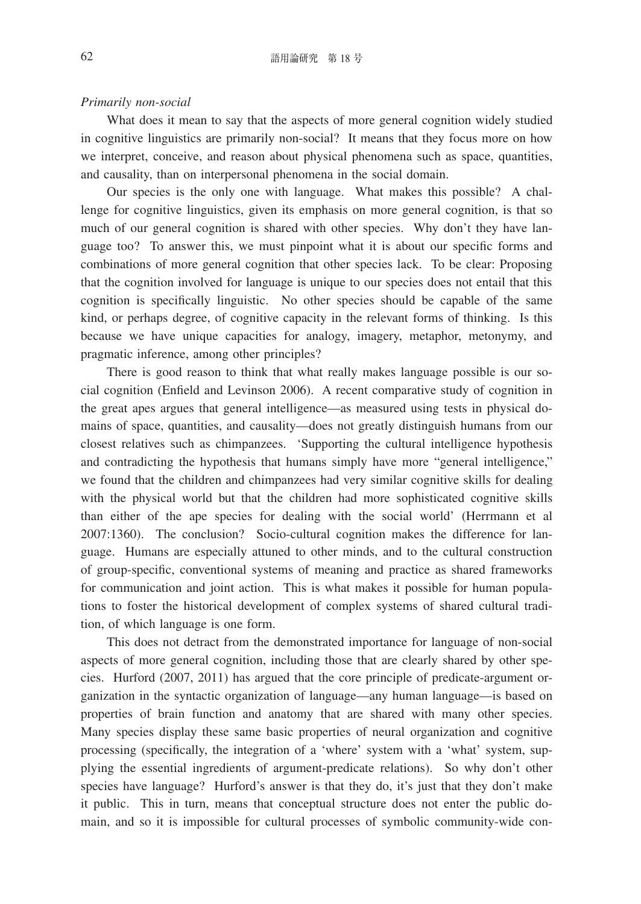*Primarily non-social*

What does it mean to say that the aspects of more general cognition widely studied in cognitive linguistics are primarily non-social? It means that they focus more on how we interpret, conceive, and reason about physical phenomena such as space, quantities, and causality, than on interpersonal phenomena in the social domain.

Our species is the only one with language. What makes this possible? A challenge for cognitive linguistics, given its emphasis on more general cognition, is that so much of our general cognition is shared with other species. Why don't they have language too? To answer this, we must pinpoint what it is about our specific forms and combinations of more general cognition that other species lack. To be clear: Proposing that the cognition involved for language is unique to our species does not entail that this cognition is specifically linguistic. No other species should be capable of the same kind, or perhaps degree, of cognitive capacity in the relevant forms of thinking. Is this because we have unique capacities for analogy, imagery, metaphor, metonymy, and pragmatic inference, among other principles?

There is good reason to think that what really makes language possible is our social cognition (Enfield and Levinson 2006). A recent comparative study of cognition in the great apes argues that general intelligence—as measured using tests in physical domains of space, quantities, and causality—does not greatly distinguish humans from our closest relatives such as chimpanzees. 'Supporting the cultural intelligence hypothesis and contradicting the hypothesis that humans simply have more "general intelligence," we found that the children and chimpanzees had very similar cognitive skills for dealing with the physical world but that the children had more sophisticated cognitive skills than either of the ape species for dealing with the social world' (Herrmann et al 2007:1360). The conclusion? Socio-cultural cognition makes the difference for language. Humans are especially attuned to other minds, and to the cultural construction of group-specific, conventional systems of meaning and practice as shared frameworks for communication and joint action. This is what makes it possible for human populations to foster the historical development of complex systems of shared cultural tradition, of which language is one form.

This does not detract from the demonstrated importance for language of non-social aspects of more general cognition, including those that are clearly shared by other species. Hurford (2007, 2011) has argued that the core principle of predicate-argument organization in the syntactic organization of language—any human language—is based on properties of brain function and anatomy that are shared with many other species. Many species display these same basic properties of neural organization and cognitive processing (specifically, the integration of a 'where' system with a 'what' system, supplying the essential ingredients of argument-predicate relations). So why don't other species have language? Hurford's answer is that they do, it's just that they don't make it public. This in turn, means that conceptual structure does not enter the public domain, and so it is impossible for cultural processes of symbolic community-wide con-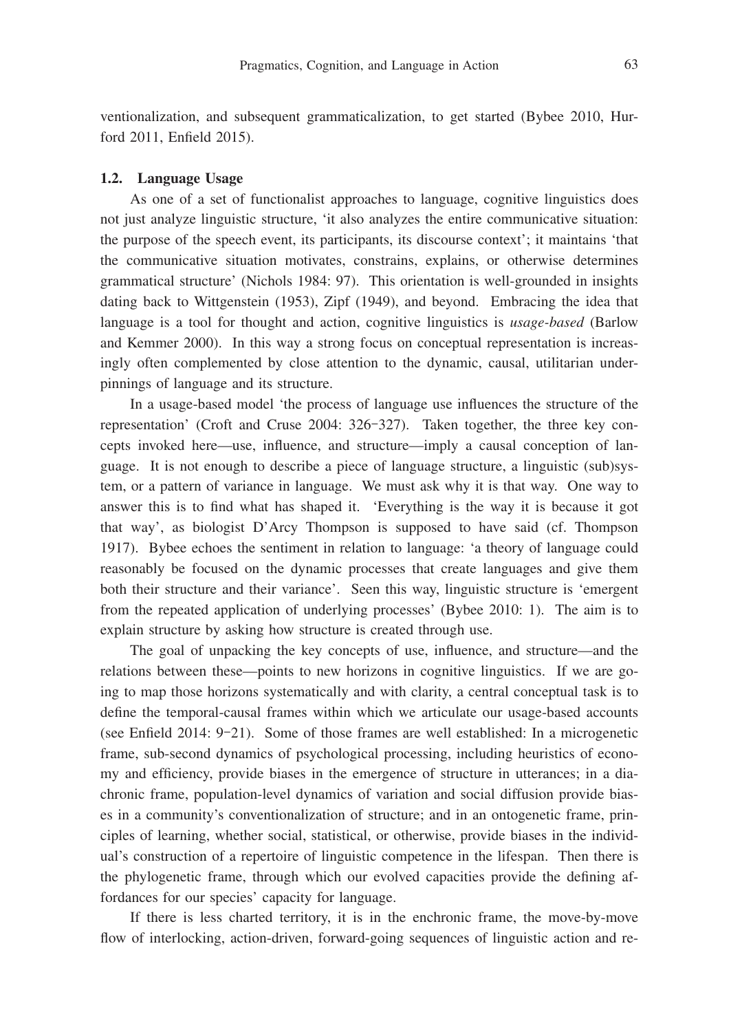ventionalization, and subsequent grammaticalization, to get started (Bybee 2010, Hurford 2011, Enfield 2015).

### 1.2. Language Usage

As one of a set of functionalist approaches to language, cognitive linguistics does not just analyze linguistic structure, 'it also analyzes the entire communicative situation: the purpose of the speech event, its participants, its discourse context'; it maintains 'that the communicative situation motivates, constrains, explains, or otherwise determines grammatical structure' (Nichols 1984: 97). This orientation is well-grounded in insights dating back to Wittgenstein (1953), Zipf (1949), and beyond. Embracing the idea that language is a tool for thought and action, cognitive linguistics is *usage-based* (Barlow and Kemmer 2000). In this way a strong focus on conceptual representation is increasingly often complemented by close attention to the dynamic, causal, utilitarian underpinnings of language and its structure.

In a usage-based model 'the process of language use influences the structure of the representation' (Croft and Cruse 2004: 326–327). Taken together, the three key concepts invoked here—use, influence, and structure—imply a causal conception of language. It is not enough to describe a piece of language structure, a linguistic (sub)system, or a pattern of variance in language. We must ask why it is that way. One way to answer this is to find what has shaped it. 'Everything is the way it is because it got that way', as biologist D'Arcy Thompson is supposed to have said (cf. Thompson 1917). Bybee echoes the sentiment in relation to language: 'a theory of language could reasonably be focused on the dynamic processes that create languages and give them both their structure and their variance'. Seen this way, linguistic structure is 'emergent from the repeated application of underlying processes' (Bybee 2010: 1). The aim is to explain structure by asking how structure is created through use.

The goal of unpacking the key concepts of use, influence, and structure—and the relations between these—points to new horizons in cognitive linguistics. If we are going to map those horizons systematically and with clarity, a central conceptual task is to define the temporal-causal frames within which we articulate our usage-based accounts (see Enfield 2014: 9–21). Some of those frames are well established: In a microgenetic frame, sub-second dynamics of psychological processing, including heuristics of economy and efficiency, provide biases in the emergence of structure in utterances; in a diachronic frame, population-level dynamics of variation and social diffusion provide biases in a community's conventionalization of structure; and in an ontogenetic frame, principles of learning, whether social, statistical, or otherwise, provide biases in the individual's construction of a repertoire of linguistic competence in the lifespan. Then there is the phylogenetic frame, through which our evolved capacities provide the defining affordances for our species' capacity for language.

If there is less charted territory, it is in the enchronic frame, the move-by-move flow of interlocking, action-driven, forward-going sequences of linguistic action and re-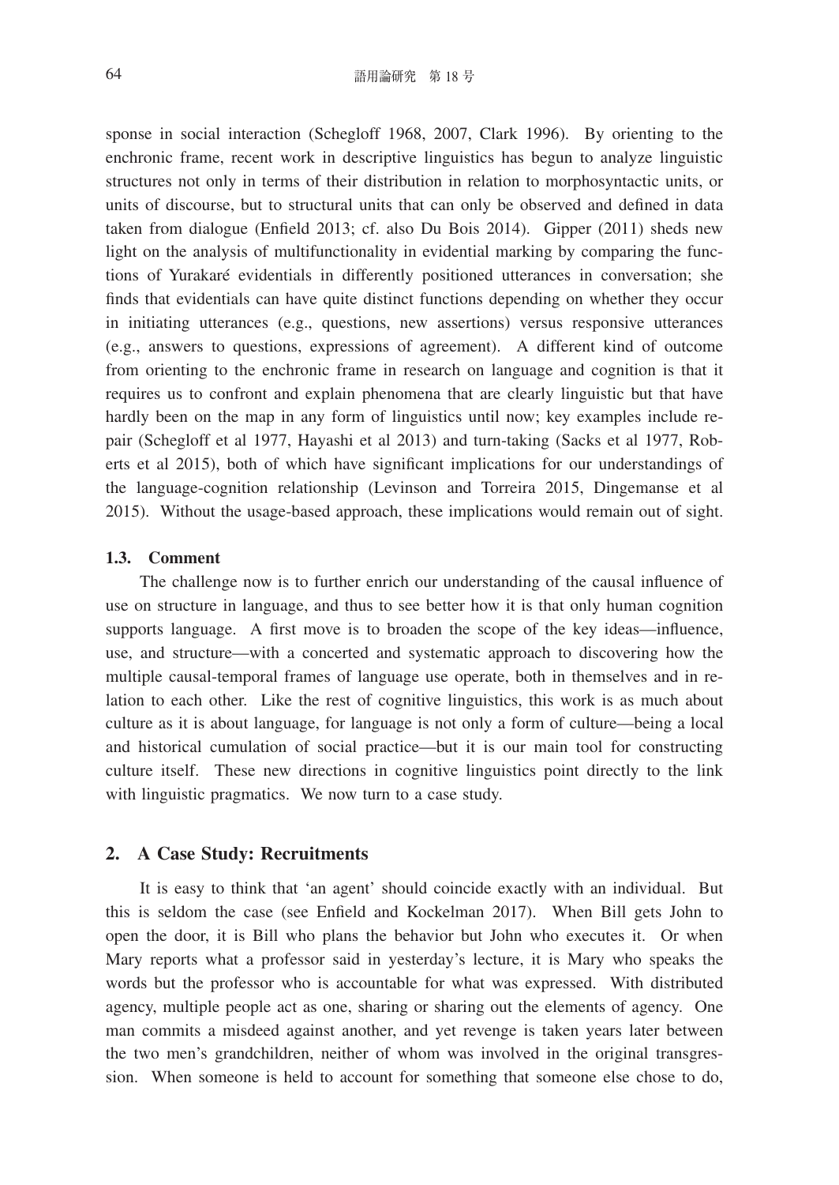sponse in social interaction (Schegloff 1968, 2007, Clark 1996). By orienting to the enchronic frame, recent work in descriptive linguistics has begun to analyze linguistic structures not only in terms of their distribution in relation to morphosyntactic units, or units of discourse, but to structural units that can only be observed and defined in data taken from dialogue (Enfield 2013; cf. also Du Bois 2014). Gipper (2011) sheds new light on the analysis of multifunctionality in evidential marking by comparing the functions of Yurakaré evidentials in differently positioned utterances in conversation; she finds that evidentials can have quite distinct functions depending on whether they occur in initiating utterances (e.g., questions, new assertions) versus responsive utterances (e.g., answers to questions, expressions of agreement). A different kind of outcome from orienting to the enchronic frame in research on language and cognition is that it requires us to confront and explain phenomena that are clearly linguistic but that have hardly been on the map in any form of linguistics until now; key examples include repair (Schegloff et al 1977, Hayashi et al 2013) and turn-taking (Sacks et al 1977, Roberts et al 2015), both of which have significant implications for our understandings of the language-cognition relationship (Levinson and Torreira 2015, Dingemanse et al 2015). Without the usage-based approach, these implications would remain out of sight.

### 1.3. Comment

The challenge now is to further enrich our understanding of the causal influence of use on structure in language, and thus to see better how it is that only human cognition supports language. A first move is to broaden the scope of the key ideas—influence, use, and structure—with a concerted and systematic approach to discovering how the multiple causal-temporal frames of language use operate, both in themselves and in relation to each other. Like the rest of cognitive linguistics, this work is as much about culture as it is about language, for language is not only a form of culture—being a local and historical cumulation of social practice—but it is our main tool for constructing culture itself. These new directions in cognitive linguistics point directly to the link with linguistic pragmatics. We now turn to a case study.

## 2. A Case Study: Recruitments

It is easy to think that 'an agent' should coincide exactly with an individual. But this is seldom the case (see Enfield and Kockelman 2017). When Bill gets John to open the door, it is Bill who plans the behavior but John who executes it. Or when Mary reports what a professor said in yesterday's lecture, it is Mary who speaks the words but the professor who is accountable for what was expressed. With distributed agency, multiple people act as one, sharing or sharing out the elements of agency. One man commits a misdeed against another, and yet revenge is taken years later between the two men's grandchildren, neither of whom was involved in the original transgression. When someone is held to account for something that someone else chose to do,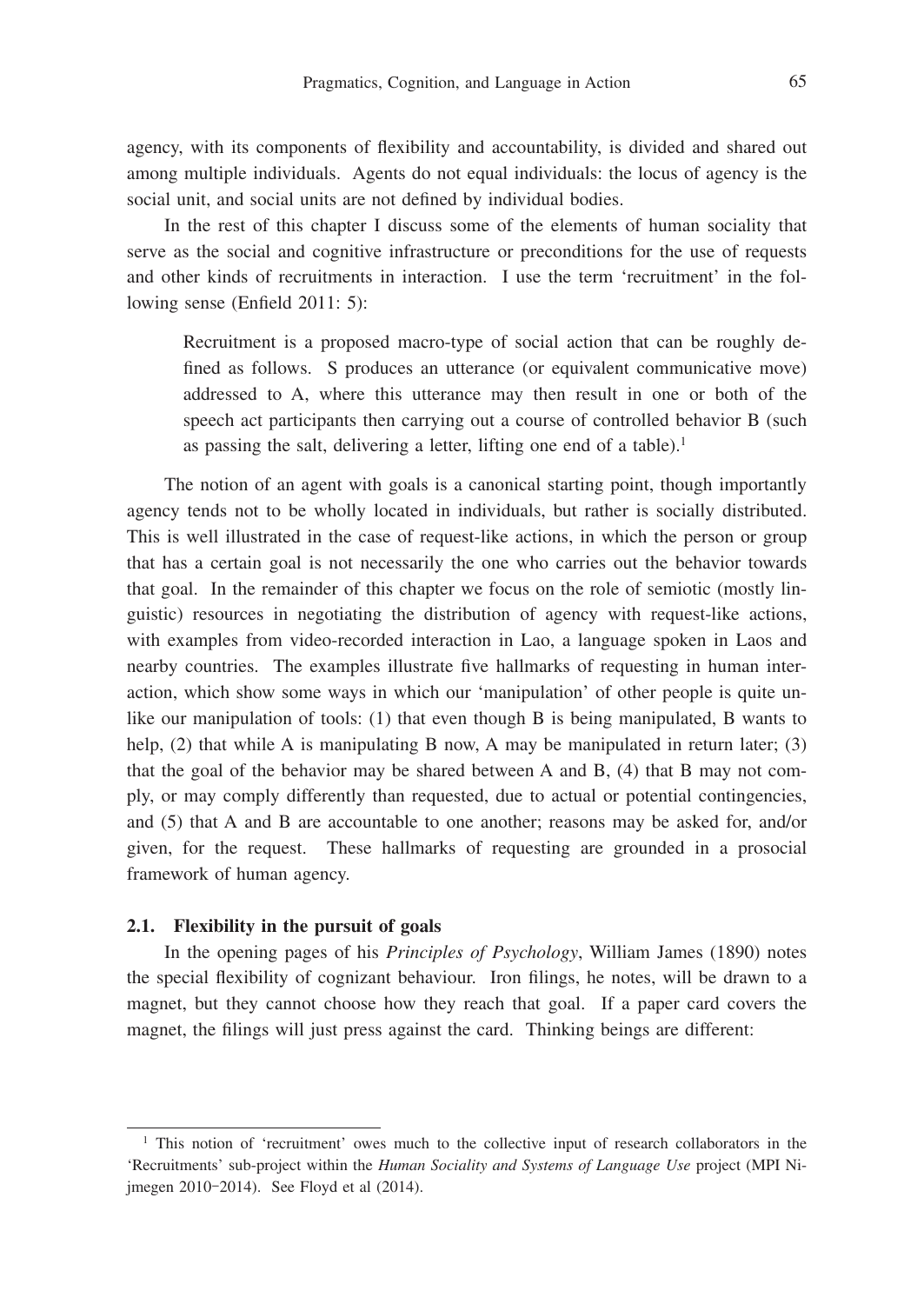agency, with its components of flexibility and accountability, is divided and shared out among multiple individuals. Agents do not equal individuals: the locus of agency is the social unit, and social units are not defined by individual bodies.

In the rest of this chapter I discuss some of the elements of human sociality that serve as the social and cognitive infrastructure or preconditions for the use of requests and other kinds of recruitments in interaction. I use the term 'recruitment' in the following sense (Enfield 2011: 5):

> Recruitment is a proposed macro-type of social action that can be roughly defined as follows. S produces an utterance (or equivalent communicative move) addressed to A, where this utterance may then result in one or both of the speech act participants then carrying out a course of controlled behavior B (such as passing the salt, delivering a letter, lifting one end of a table).[1]

The notion of an agent with goals is a canonical starting point, though importantly agency tends not to be wholly located in individuals, but rather is socially distributed. This is well illustrated in the case of request-like actions, in which the person or group that has a certain goal is not necessarily the one who carries out the behavior towards that goal. In the remainder of this chapter we focus on the role of semiotic (mostly linguistic) resources in negotiating the distribution of agency with request-like actions, with examples from video-recorded interaction in Lao, a language spoken in Laos and nearby countries. The examples illustrate five hallmarks of requesting in human interaction, which show some ways in which our 'manipulation' of other people is quite unlike our manipulation of tools: (1) that even though B is being manipulated, B wants to help, (2) that while A is manipulating B now, A may be manipulated in return later; (3) that the goal of the behavior may be shared between A and B, (4) that B may not comply, or may comply differently than requested, due to actual or potential contingencies, and (5) that A and B are accountable to one another; reasons may be asked for, and/or given, for the request. These hallmarks of requesting are grounded in a prosocial framework of human agency.

### 2.1. Flexibility in the pursuit of goals

In the opening pages of his *Principles of Psychology*, William James (1890) notes the special flexibility of cognizant behaviour. Iron filings, he notes, will be drawn to a magnet, but they cannot choose how they reach that goal. If a paper card covers the magnet, the filings will just press against the card. Thinking beings are different:

---

[1] This notion of 'recruitment' owes much to the collective input of research collaborators in the 'Recruitments' sub-project within the *Human Sociality and Systems of Language Use* project (MPI Nijmegen 2010–2014). See Floyd et al (2014).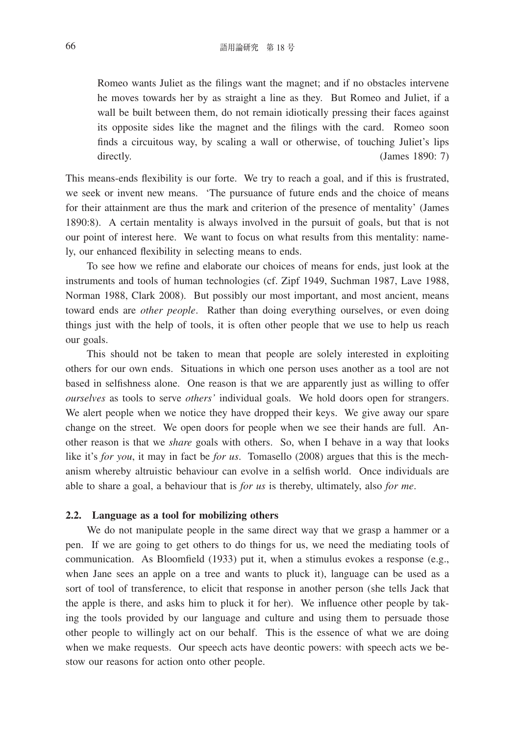> Romeo wants Juliet as the filings want the magnet; and if no obstacles intervene he moves towards her by as straight a line as they. But Romeo and Juliet, if a wall be built between them, do not remain idiotically pressing their faces against its opposite sides like the magnet and the filings with the card. Romeo soon finds a circuitous way, by scaling a wall or otherwise, of touching Juliet's lips directly. (James 1890: 7)

This means-ends flexibility is our forte. We try to reach a goal, and if this is frustrated, we seek or invent new means. 'The pursuance of future ends and the choice of means for their attainment are thus the mark and criterion of the presence of mentality' (James 1890:8). A certain mentality is always involved in the pursuit of goals, but that is not our point of interest here. We want to focus on what results from this mentality: namely, our enhanced flexibility in selecting means to ends.

To see how we refine and elaborate our choices of means for ends, just look at the instruments and tools of human technologies (cf. Zipf 1949, Suchman 1987, Lave 1988, Norman 1988, Clark 2008). But possibly our most important, and most ancient, means toward ends are *other people*. Rather than doing everything ourselves, or even doing things just with the help of tools, it is often other people that we use to help us reach our goals.

This should not be taken to mean that people are solely interested in exploiting others for our own ends. Situations in which one person uses another as a tool are not based in selfishness alone. One reason is that we are apparently just as willing to offer *ourselves* as tools to serve *others'* individual goals. We hold doors open for strangers. We alert people when we notice they have dropped their keys. We give away our spare change on the street. We open doors for people when we see their hands are full. Another reason is that we *share* goals with others. So, when I behave in a way that looks like it's *for you*, it may in fact be *for us*. Tomasello (2008) argues that this is the mechanism whereby altruistic behaviour can evolve in a selfish world. Once individuals are able to share a goal, a behaviour that is *for us* is thereby, ultimately, also *for me*.

### 2.2. Language as a tool for mobilizing others

We do not manipulate people in the same direct way that we grasp a hammer or a pen. If we are going to get others to do things for us, we need the mediating tools of communication. As Bloomfield (1933) put it, when a stimulus evokes a response (e.g., when Jane sees an apple on a tree and wants to pluck it), language can be used as a sort of tool of transference, to elicit that response in another person (she tells Jack that the apple is there, and asks him to pluck it for her). We influence other people by taking the tools provided by our language and culture and using them to persuade those other people to willingly act on our behalf. This is the essence of what we are doing when we make requests. Our speech acts have deontic powers: with speech acts we bestow our reasons for action onto other people.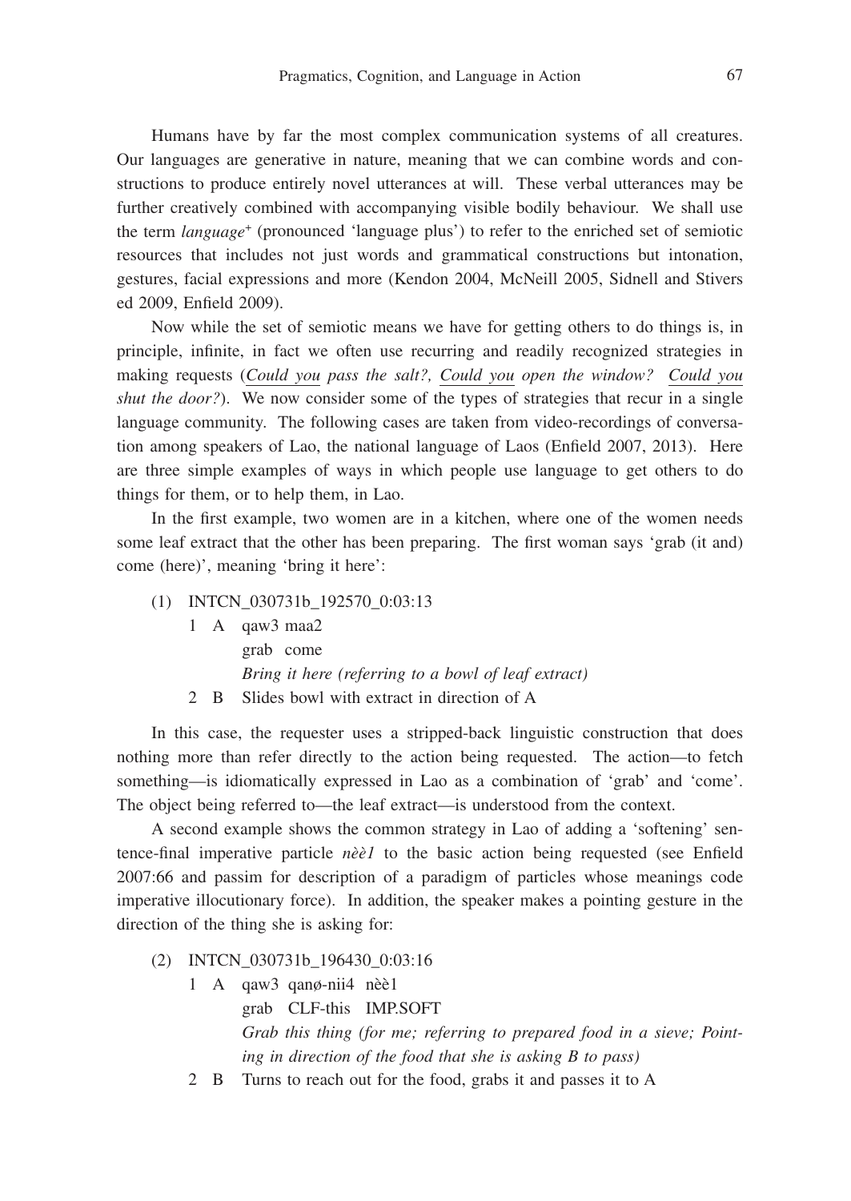Humans have by far the most complex communication systems of all creatures. Our languages are generative in nature, meaning that we can combine words and constructions to produce entirely novel utterances at will. These verbal utterances may be further creatively combined with accompanying visible bodily behaviour. We shall use the term *language*⁺ (pronounced 'language plus') to refer to the enriched set of semiotic resources that includes not just words and grammatical constructions but intonation, gestures, facial expressions and more (Kendon 2004, McNeill 2005, Sidnell and Stivers ed 2009, Enfield 2009).

Now while the set of semiotic means we have for getting others to do things is, in principle, infinite, in fact we often use recurring and readily recognized strategies in making requests (*<u>Could you</u> pass the salt?, <u>Could you</u> open the window? <u>Could you</u> shut the door?*). We now consider some of the types of strategies that recur in a single language community. The following cases are taken from video-recordings of conversation among speakers of Lao, the national language of Laos (Enfield 2007, 2013). Here are three simple examples of ways in which people use language to get others to do things for them, or to help them, in Lao.

In the first example, two women are in a kitchen, where one of the women needs some leaf extract that the other has been preparing. The first woman says 'grab (it and) come (here)', meaning 'bring it here':

(1) INTCN_030731b_192570_0:03:13

1 A qaw3 maa2
   grab come
   *Bring it here (referring to a bowl of leaf extract)*

2 B Slides bowl with extract in direction of A

In this case, the requester uses a stripped-back linguistic construction that does nothing more than refer directly to the action being requested. The action—to fetch something—is idiomatically expressed in Lao as a combination of 'grab' and 'come'. The object being referred to—the leaf extract—is understood from the context.

A second example shows the common strategy in Lao of adding a 'softening' sentence-final imperative particle *nèè1* to the basic action being requested (see Enfield 2007:66 and passim for description of a paradigm of particles whose meanings code imperative illocutionary force). In addition, the speaker makes a pointing gesture in the direction of the thing she is asking for:

(2) INTCN_030731b_196430_0:03:16

1 A qaw3 qanø-nii4 nèè1
   grab CLF-this IMP.SOFT
   *Grab this thing (for me; referring to prepared food in a sieve; Pointing in direction of the food that she is asking B to pass)*

2 B Turns to reach out for the food, grabs it and passes it to A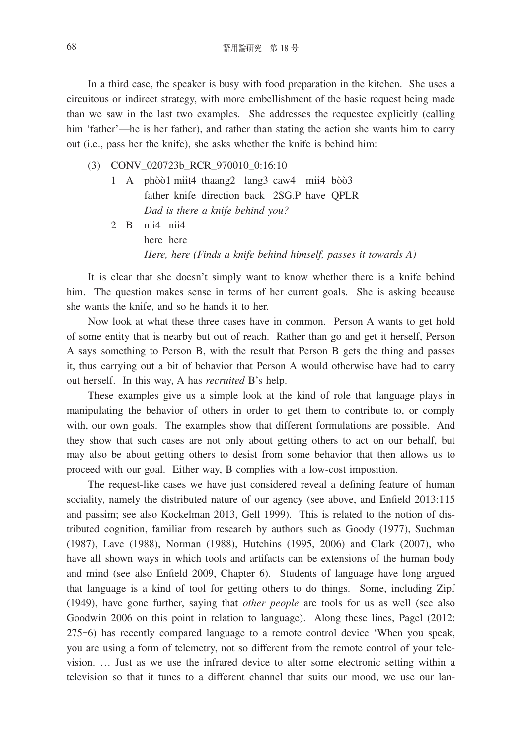In a third case, the speaker is busy with food preparation in the kitchen. She uses a circuitous or indirect strategy, with more embellishment of the basic request being made than we saw in the last two examples. She addresses the requestee explicitly (calling him 'father'—he is her father), and rather than stating the action she wants him to carry out (i.e., pass her the knife), she asks whether the knife is behind him:

(3) CONV_020723b_RCR_970010_0:16:10

1 A phòò1 miit4 thaang2 lang3 caw4 mii4 bòò3
father knife direction back 2SG.P have QPLR
*Dad is there a knife behind you?*

2 B nii4 nii4
here here
*Here, here (Finds a knife behind himself, passes it towards A)*

It is clear that she doesn't simply want to know whether there is a knife behind him. The question makes sense in terms of her current goals. She is asking because she wants the knife, and so he hands it to her.

Now look at what these three cases have in common. Person A wants to get hold of some entity that is nearby but out of reach. Rather than go and get it herself, Person A says something to Person B, with the result that Person B gets the thing and passes it, thus carrying out a bit of behavior that Person A would otherwise have had to carry out herself. In this way, A has *recruited* B's help.

These examples give us a simple look at the kind of role that language plays in manipulating the behavior of others in order to get them to contribute to, or comply with, our own goals. The examples show that different formulations are possible. And they show that such cases are not only about getting others to act on our behalf, but may also be about getting others to desist from some behavior that then allows us to proceed with our goal. Either way, B complies with a low-cost imposition.

The request-like cases we have just considered reveal a defining feature of human sociality, namely the distributed nature of our agency (see above, and Enfield 2013:115 and passim; see also Kockelman 2013, Gell 1999). This is related to the notion of distributed cognition, familiar from research by authors such as Goody (1977), Suchman (1987), Lave (1988), Norman (1988), Hutchins (1995, 2006) and Clark (2007), who have all shown ways in which tools and artifacts can be extensions of the human body and mind (see also Enfield 2009, Chapter 6). Students of language have long argued that language is a kind of tool for getting others to do things. Some, including Zipf (1949), have gone further, saying that *other people* are tools for us as well (see also Goodwin 2006 on this point in relation to language). Along these lines, Pagel (2012: 275–6) has recently compared language to a remote control device 'When you speak, you are using a form of telemetry, not so different from the remote control of your television. … Just as we use the infrared device to alter some electronic setting within a television so that it tunes to a different channel that suits our mood, we use our lan-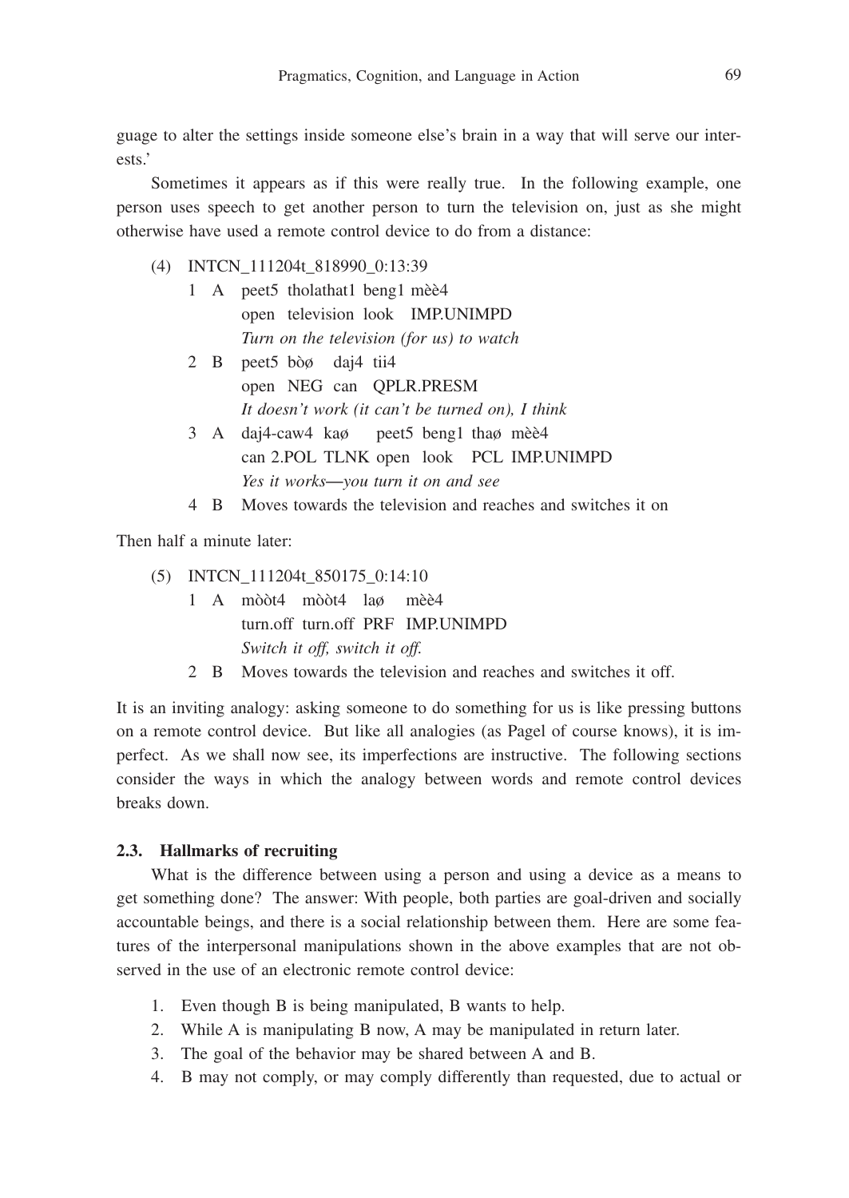guage to alter the settings inside someone else's brain in a way that will serve our interests.'

Sometimes it appears as if this were really true. In the following example, one person uses speech to get another person to turn the television on, just as she might otherwise have used a remote control device to do from a distance:

(4) INTCN_111204t_818990_0:13:39

1 A peet5 tholathat1 beng1 mèè4
open television look IMP.UNIMPD
*Turn on the television (for us) to watch*

2 B peet5 bòø daj4 tii4
open NEG can QPLR.PRESM
*It doesn't work (it can't be turned on), I think*

3 A daj4-caw4 kaø peet5 beng1 thaø mèè4
can 2.POL TLNK open look PCL IMP.UNIMPD
*Yes it works—you turn it on and see*

4 B Moves towards the television and reaches and switches it on

Then half a minute later:

(5) INTCN_111204t_850175_0:14:10

1 A mòòt4 mòòt4 laø mèè4
turn.off turn.off PRF IMP.UNIMPD
*Switch it off, switch it off.*

2 B Moves towards the television and reaches and switches it off.

It is an inviting analogy: asking someone to do something for us is like pressing buttons on a remote control device. But like all analogies (as Pagel of course knows), it is imperfect. As we shall now see, its imperfections are instructive. The following sections consider the ways in which the analogy between words and remote control devices breaks down.

### 2.3. Hallmarks of recruiting

What is the difference between using a person and using a device as a means to get something done? The answer: With people, both parties are goal-driven and socially accountable beings, and there is a social relationship between them. Here are some features of the interpersonal manipulations shown in the above examples that are not observed in the use of an electronic remote control device:

1. Even though B is being manipulated, B wants to help.
2. While A is manipulating B now, A may be manipulated in return later.
3. The goal of the behavior may be shared between A and B.
4. B may not comply, or may comply differently than requested, due to actual or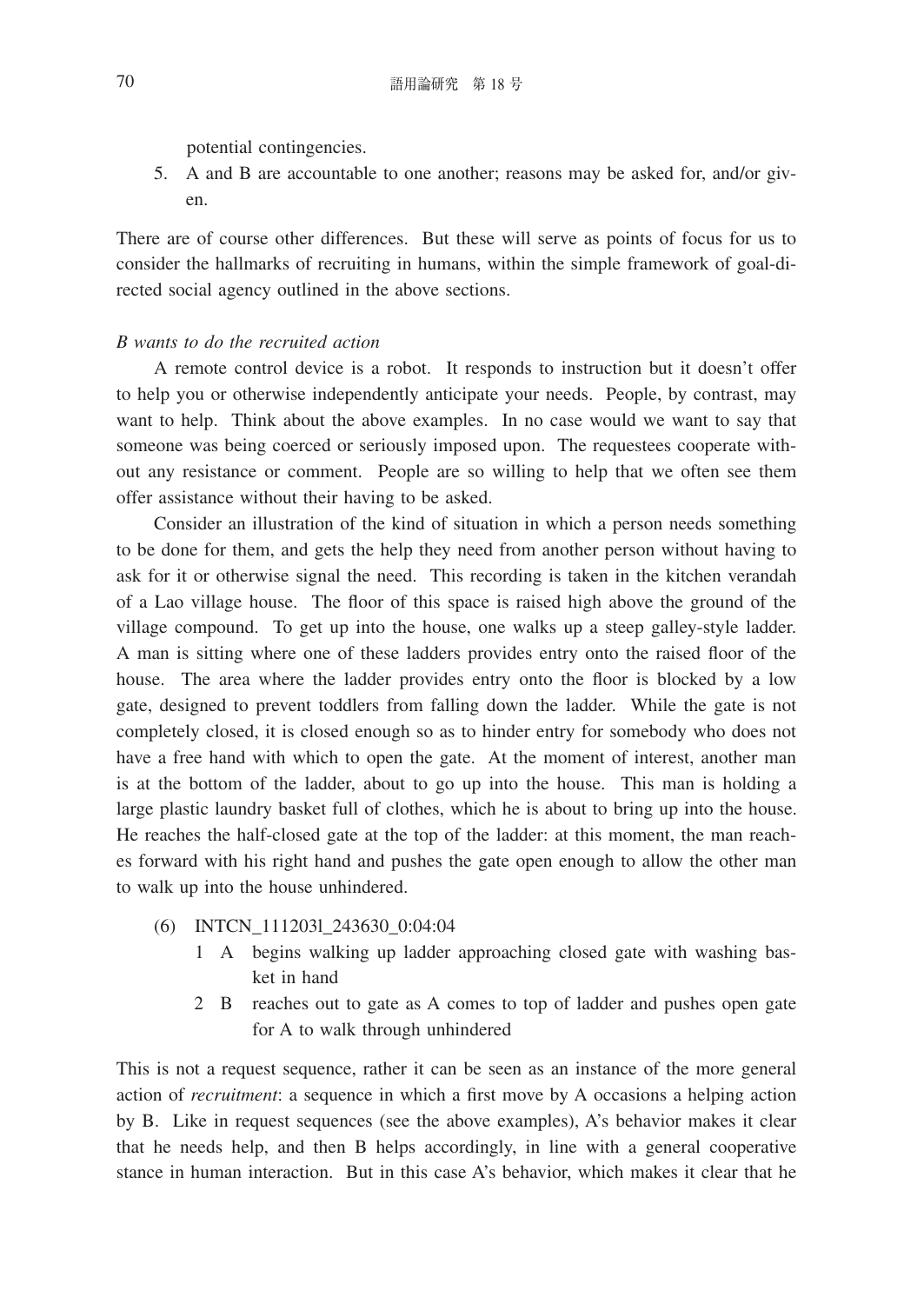potential contingencies.

5. A and B are accountable to one another; reasons may be asked for, and/or given.

There are of course other differences. But these will serve as points of focus for us to consider the hallmarks of recruiting in humans, within the simple framework of goal-directed social agency outlined in the above sections.

*B wants to do the recruited action*

A remote control device is a robot. It responds to instruction but it doesn't offer to help you or otherwise independently anticipate your needs. People, by contrast, may want to help. Think about the above examples. In no case would we want to say that someone was being coerced or seriously imposed upon. The requestees cooperate without any resistance or comment. People are so willing to help that we often see them offer assistance without their having to be asked.

Consider an illustration of the kind of situation in which a person needs something to be done for them, and gets the help they need from another person without having to ask for it or otherwise signal the need. This recording is taken in the kitchen verandah of a Lao village house. The floor of this space is raised high above the ground of the village compound. To get up into the house, one walks up a steep galley-style ladder. A man is sitting where one of these ladders provides entry onto the raised floor of the house. The area where the ladder provides entry onto the floor is blocked by a low gate, designed to prevent toddlers from falling down the ladder. While the gate is not completely closed, it is closed enough so as to hinder entry for somebody who does not have a free hand with which to open the gate. At the moment of interest, another man is at the bottom of the ladder, about to go up into the house. This man is holding a large plastic laundry basket full of clothes, which he is about to bring up into the house. He reaches the half-closed gate at the top of the ladder: at this moment, the man reaches forward with his right hand and pushes the gate open enough to allow the other man to walk up into the house unhindered.

(6) INTCN_111203l_243630_0:04:04

1 A begins walking up ladder approaching closed gate with washing basket in hand

2 B reaches out to gate as A comes to top of ladder and pushes open gate for A to walk through unhindered

This is not a request sequence, rather it can be seen as an instance of the more general action of *recruitment*: a sequence in which a first move by A occasions a helping action by B. Like in request sequences (see the above examples), A's behavior makes it clear that he needs help, and then B helps accordingly, in line with a general cooperative stance in human interaction. But in this case A's behavior, which makes it clear that he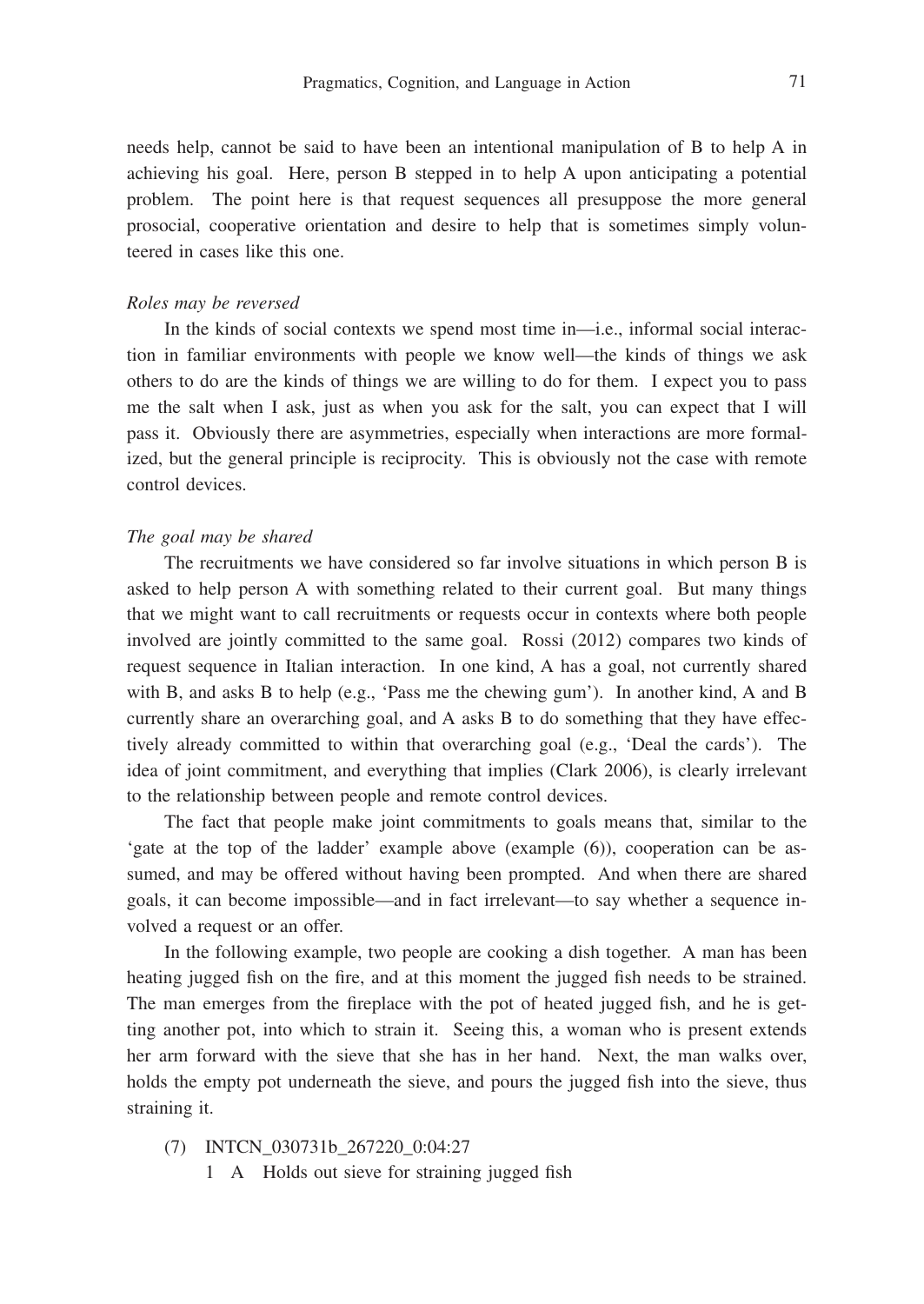needs help, cannot be said to have been an intentional manipulation of B to help A in achieving his goal. Here, person B stepped in to help A upon anticipating a potential problem. The point here is that request sequences all presuppose the more general prosocial, cooperative orientation and desire to help that is sometimes simply volunteered in cases like this one.

*Roles may be reversed*

In the kinds of social contexts we spend most time in—i.e., informal social interaction in familiar environments with people we know well—the kinds of things we ask others to do are the kinds of things we are willing to do for them. I expect you to pass me the salt when I ask, just as when you ask for the salt, you can expect that I will pass it. Obviously there are asymmetries, especially when interactions are more formalized, but the general principle is reciprocity. This is obviously not the case with remote control devices.

*The goal may be shared*

The recruitments we have considered so far involve situations in which person B is asked to help person A with something related to their current goal. But many things that we might want to call recruitments or requests occur in contexts where both people involved are jointly committed to the same goal. Rossi (2012) compares two kinds of request sequence in Italian interaction. In one kind, A has a goal, not currently shared with B, and asks B to help (e.g., 'Pass me the chewing gum'). In another kind, A and B currently share an overarching goal, and A asks B to do something that they have effectively already committed to within that overarching goal (e.g., 'Deal the cards'). The idea of joint commitment, and everything that implies (Clark 2006), is clearly irrelevant to the relationship between people and remote control devices.

The fact that people make joint commitments to goals means that, similar to the 'gate at the top of the ladder' example above (example (6)), cooperation can be assumed, and may be offered without having been prompted. And when there are shared goals, it can become impossible—and in fact irrelevant—to say whether a sequence involved a request or an offer.

In the following example, two people are cooking a dish together. A man has been heating jugged fish on the fire, and at this moment the jugged fish needs to be strained. The man emerges from the fireplace with the pot of heated jugged fish, and he is getting another pot, into which to strain it. Seeing this, a woman who is present extends her arm forward with the sieve that she has in her hand. Next, the man walks over, holds the empty pot underneath the sieve, and pours the jugged fish into the sieve, thus straining it.

(7) INTCN_030731b_267220_0:04:27

1 A Holds out sieve for straining jugged fish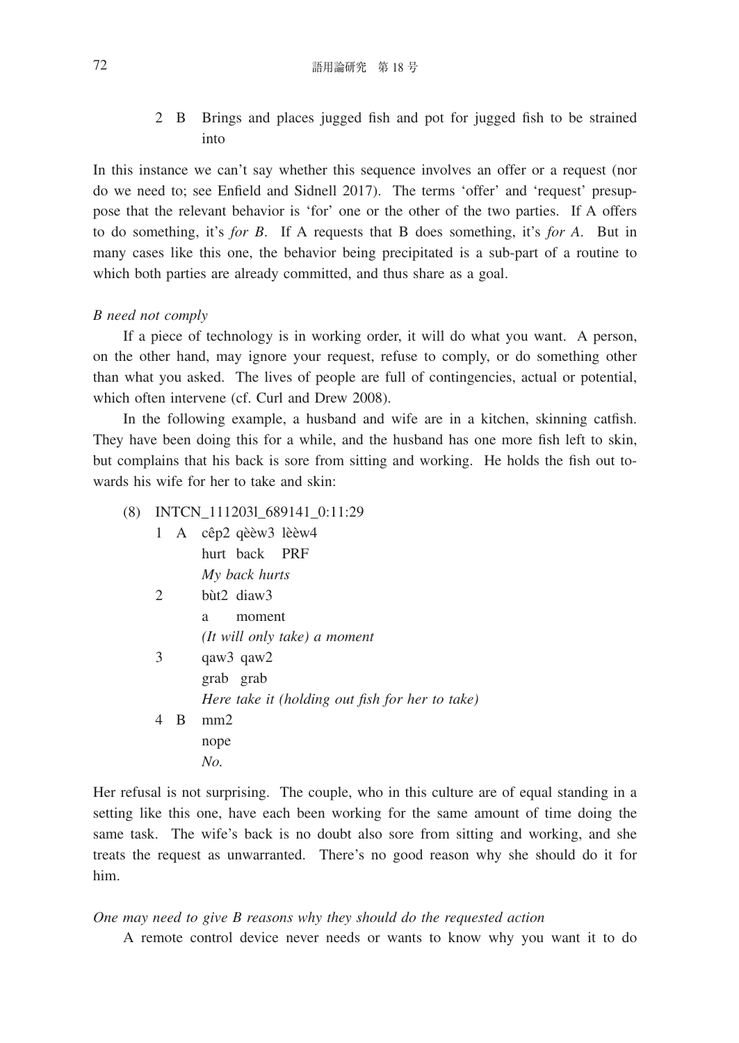2 B Brings and places jugged fish and pot for jugged fish to be strained into

In this instance we can't say whether this sequence involves an offer or a request (nor do we need to; see Enfield and Sidnell 2017). The terms 'offer' and 'request' presuppose that the relevant behavior is 'for' one or the other of the two parties. If A offers to do something, it's *for B*. If A requests that B does something, it's *for A*. But in many cases like this one, the behavior being precipitated is a sub-part of a routine to which both parties are already committed, and thus share as a goal.

*B need not comply*

If a piece of technology is in working order, it will do what you want. A person, on the other hand, may ignore your request, refuse to comply, or do something other than what you asked. The lives of people are full of contingencies, actual or potential, which often intervene (cf. Curl and Drew 2008).

In the following example, a husband and wife are in a kitchen, skinning catfish. They have been doing this for a while, and the husband has one more fish left to skin, but complains that his back is sore from sitting and working. He holds the fish out towards his wife for her to take and skin:

(8) INTCN_111203l_689141_0:11:29

1 A cêp2 qèèw3 lèèw4
hurt back PRF
*My back hurts*

2 bùt2 diaw3
a moment
*(It will only take) a moment*

3 qaw3 qaw2
grab grab
*Here take it (holding out fish for her to take)*

4 B mm2
nope
*No.*

Her refusal is not surprising. The couple, who in this culture are of equal standing in a setting like this one, have each been working for the same amount of time doing the same task. The wife's back is no doubt also sore from sitting and working, and she treats the request as unwarranted. There's no good reason why she should do it for him.

*One may need to give B reasons why they should do the requested action*

A remote control device never needs or wants to know why you want it to do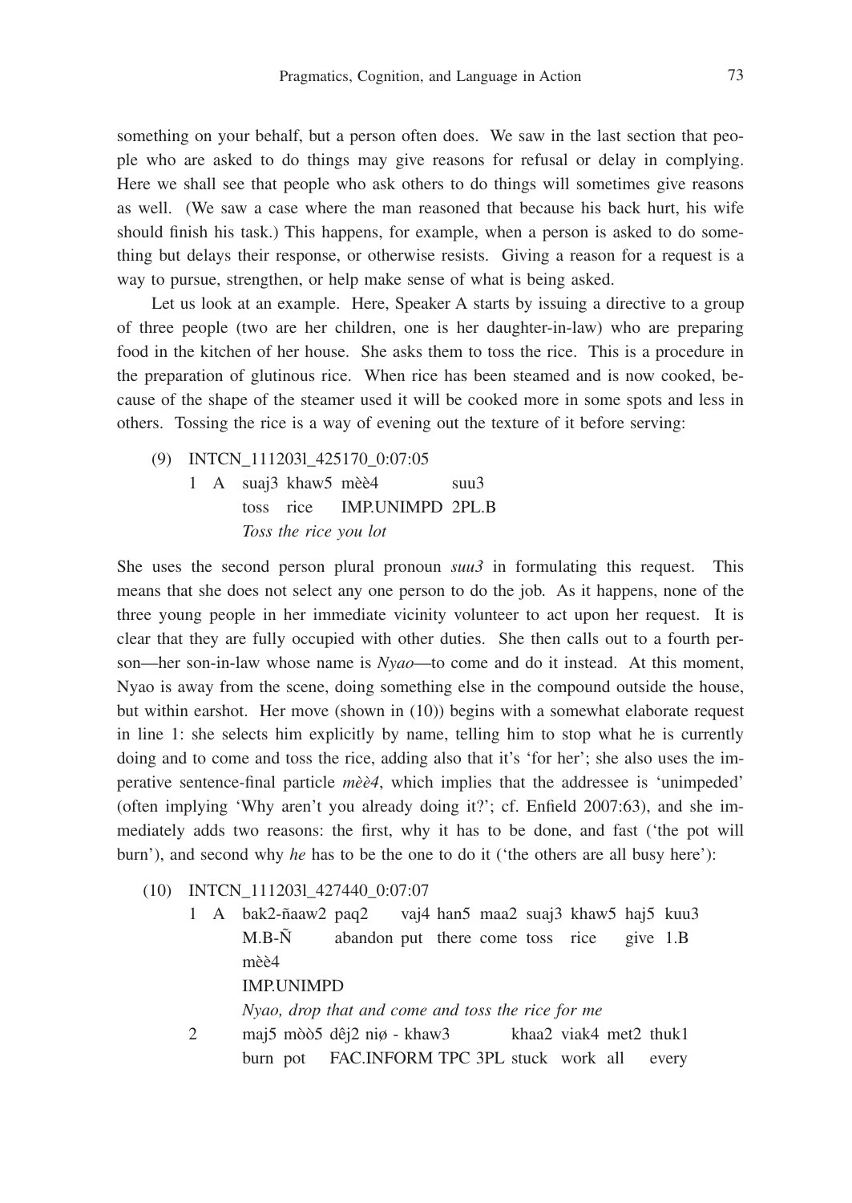something on your behalf, but a person often does. We saw in the last section that people who are asked to do things may give reasons for refusal or delay in complying. Here we shall see that people who ask others to do things will sometimes give reasons as well. (We saw a case where the man reasoned that because his back hurt, his wife should finish his task.) This happens, for example, when a person is asked to do something but delays their response, or otherwise resists. Giving a reason for a request is a way to pursue, strengthen, or help make sense of what is being asked.

Let us look at an example. Here, Speaker A starts by issuing a directive to a group of three people (two are her children, one is her daughter-in-law) who are preparing food in the kitchen of her house. She asks them to toss the rice. This is a procedure in the preparation of glutinous rice. When rice has been steamed and is now cooked, because of the shape of the steamer used it will be cooked more in some spots and less in others. Tossing the rice is a way of evening out the texture of it before serving:

(9) INTCN_111203l_425170_0:07:05

| | | | | | |
|---|---|---|---|---|---|
| 1 | A | suaj3 | khaw5 | mèè4 | suu3 |
| | | toss | rice | IMP.UNIMPD | 2PL.B |
| | | *Toss the rice you lot* | | | |

She uses the second person plural pronoun *suu3* in formulating this request. This means that she does not select any one person to do the job. As it happens, none of the three young people in her immediate vicinity volunteer to act upon her request. It is clear that they are fully occupied with other duties. She then calls out to a fourth person—her son-in-law whose name is *Nyao*—to come and do it instead. At this moment, Nyao is away from the scene, doing something else in the compound outside the house, but within earshot. Her move (shown in (10)) begins with a somewhat elaborate request in line 1: she selects him explicitly by name, telling him to stop what he is currently doing and to come and toss the rice, adding also that it's 'for her'; she also uses the imperative sentence-final particle *mèè4*, which implies that the addressee is 'unimpeded' (often implying 'Why aren't you already doing it?'; cf. Enfield 2007:63), and she immediately adds two reasons: the first, why it has to be done, and fast ('the pot will burn'), and second why *he* has to be the one to do it ('the others are all busy here'):

(10) INTCN_111203l_427440_0:07:07

| | | | | | | | | | | |
|---|---|---|---|---|---|---|---|---|---|---|
| 1 | A | bak2-ñaaw2 | paq2 | vaj4 | han5 | maa2 | suaj3 | khaw5 | haj5 | kuu3 |
| | | M.B-Ñ | abandon | put | there | come | toss | rice | give | 1.B |
| | | mèè4 | | | | | | | | |
| | | IMP.UNIMPD | | | | | | | | |
| | | *Nyao, drop that and come and toss the rice for me* | | | | | | | | |
| 2 | | maj5 | mòò5 | dêj2 | niø - khaw3 | | khaa2 | viak4 | met2 | thuk1 |
| | | burn | pot | FAC.INFORM | TPC | 3PL | stuck | work | all | every |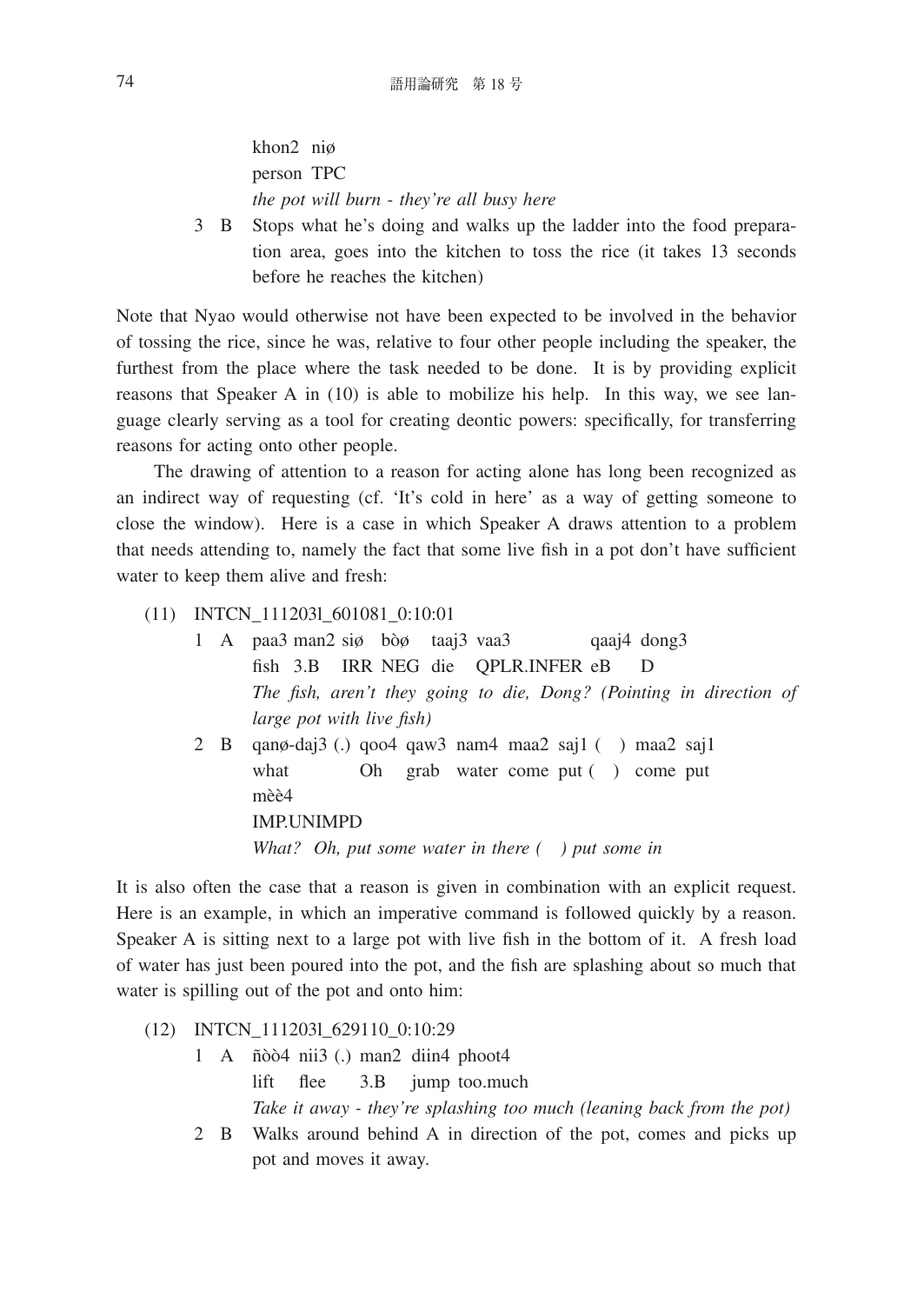khon2 niø
person TPC
*the pot will burn - they're all busy here*

3 B Stops what he's doing and walks up the ladder into the food preparation area, goes into the kitchen to toss the rice (it takes 13 seconds before he reaches the kitchen)

Note that Nyao would otherwise not have been expected to be involved in the behavior of tossing the rice, since he was, relative to four other people including the speaker, the furthest from the place where the task needed to be done. It is by providing explicit reasons that Speaker A in (10) is able to mobilize his help. In this way, we see language clearly serving as a tool for creating deontic powers: specifically, for transferring reasons for acting onto other people.

The drawing of attention to a reason for acting alone has long been recognized as an indirect way of requesting (cf. 'It's cold in here' as a way of getting someone to close the window). Here is a case in which Speaker A draws attention to a problem that needs attending to, namely the fact that some live fish in a pot don't have sufficient water to keep them alive and fresh:

(11) INTCN_111203l_601081_0:10:01

1 A paa3 man2 siø bòø taaj3 vaa3 qaaj4 dong3
fish 3.B IRR NEG die QPLR.INFER eB D
*The fish, aren't they going to die, Dong? (Pointing in direction of large pot with live fish)*

2 B qanø-daj3 (.) qoo4 qaw3 nam4 maa2 saj1 ( ) maa2 saj1 mèè4
what Oh grab water come put ( ) come put IMP.UNIMPD
*What? Oh, put some water in there ( ) put some in*

It is also often the case that a reason is given in combination with an explicit request. Here is an example, in which an imperative command is followed quickly by a reason. Speaker A is sitting next to a large pot with live fish in the bottom of it. A fresh load of water has just been poured into the pot, and the fish are splashing about so much that water is spilling out of the pot and onto him:

(12) INTCN_111203l_629110_0:10:29

1 A ñòò4 nii3 (.) man2 diin4 phoot4
lift flee 3.B jump too.much
*Take it away - they're splashing too much (leaning back from the pot)*

2 B Walks around behind A in direction of the pot, comes and picks up pot and moves it away.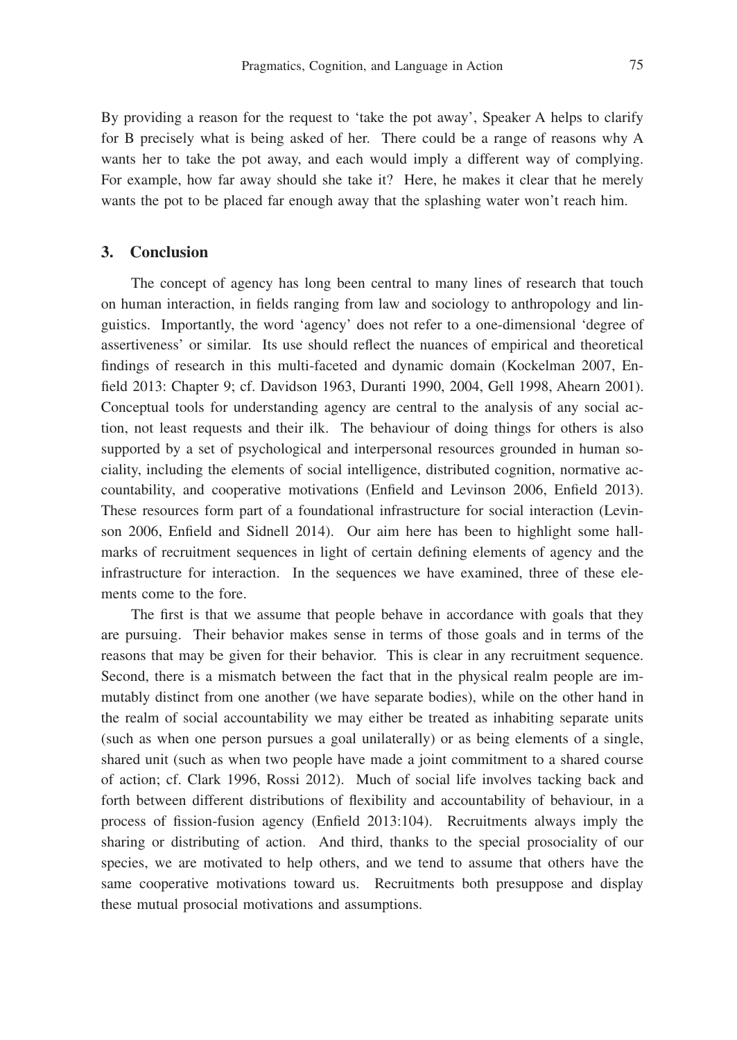By providing a reason for the request to 'take the pot away', Speaker A helps to clarify for B precisely what is being asked of her. There could be a range of reasons why A wants her to take the pot away, and each would imply a different way of complying. For example, how far away should she take it? Here, he makes it clear that he merely wants the pot to be placed far enough away that the splashing water won't reach him.

## 3. Conclusion

The concept of agency has long been central to many lines of research that touch on human interaction, in fields ranging from law and sociology to anthropology and linguistics. Importantly, the word 'agency' does not refer to a one-dimensional 'degree of assertiveness' or similar. Its use should reflect the nuances of empirical and theoretical findings of research in this multi-faceted and dynamic domain (Kockelman 2007, Enfield 2013: Chapter 9; cf. Davidson 1963, Duranti 1990, 2004, Gell 1998, Ahearn 2001). Conceptual tools for understanding agency are central to the analysis of any social action, not least requests and their ilk. The behaviour of doing things for others is also supported by a set of psychological and interpersonal resources grounded in human sociality, including the elements of social intelligence, distributed cognition, normative accountability, and cooperative motivations (Enfield and Levinson 2006, Enfield 2013). These resources form part of a foundational infrastructure for social interaction (Levinson 2006, Enfield and Sidnell 2014). Our aim here has been to highlight some hallmarks of recruitment sequences in light of certain defining elements of agency and the infrastructure for interaction. In the sequences we have examined, three of these elements come to the fore.

The first is that we assume that people behave in accordance with goals that they are pursuing. Their behavior makes sense in terms of those goals and in terms of the reasons that may be given for their behavior. This is clear in any recruitment sequence. Second, there is a mismatch between the fact that in the physical realm people are immutably distinct from one another (we have separate bodies), while on the other hand in the realm of social accountability we may either be treated as inhabiting separate units (such as when one person pursues a goal unilaterally) or as being elements of a single, shared unit (such as when two people have made a joint commitment to a shared course of action; cf. Clark 1996, Rossi 2012). Much of social life involves tacking back and forth between different distributions of flexibility and accountability of behaviour, in a process of fission-fusion agency (Enfield 2013:104). Recruitments always imply the sharing or distributing of action. And third, thanks to the special prosociality of our species, we are motivated to help others, and we tend to assume that others have the same cooperative motivations toward us. Recruitments both presuppose and display these mutual prosocial motivations and assumptions.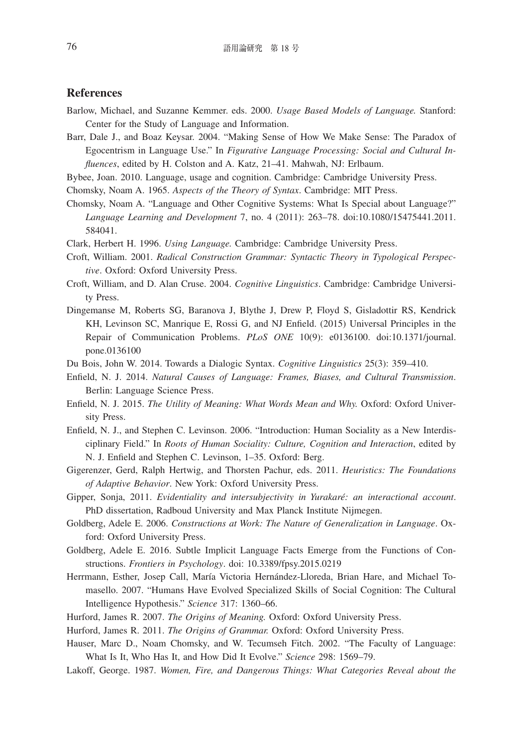## References

Barlow, Michael, and Suzanne Kemmer. eds. 2000. *Usage Based Models of Language.* Stanford: Center for the Study of Language and Information.

Barr, Dale J., and Boaz Keysar. 2004. "Making Sense of How We Make Sense: The Paradox of Egocentrism in Language Use." In *Figurative Language Processing: Social and Cultural Influences*, edited by H. Colston and A. Katz, 21–41. Mahwah, NJ: Erlbaum.

Bybee, Joan. 2010. Language, usage and cognition. Cambridge: Cambridge University Press.

Chomsky, Noam A. 1965. *Aspects of the Theory of Syntax*. Cambridge: MIT Press.

Chomsky, Noam A. "Language and Other Cognitive Systems: What Is Special about Language?" *Language Learning and Development* 7, no. 4 (2011): 263–78. doi:10.1080/15475441.2011.584041.

Clark, Herbert H. 1996. *Using Language.* Cambridge: Cambridge University Press.

Croft, William. 2001. *Radical Construction Grammar: Syntactic Theory in Typological Perspective*. Oxford: Oxford University Press.

Croft, William, and D. Alan Cruse. 2004. *Cognitive Linguistics*. Cambridge: Cambridge University Press.

Dingemanse M, Roberts SG, Baranova J, Blythe J, Drew P, Floyd S, Gisladottir RS, Kendrick KH, Levinson SC, Manrique E, Rossi G, and NJ Enfield. (2015) Universal Principles in the Repair of Communication Problems. *PLoS ONE* 10(9): e0136100. doi:10.1371/journal.pone.0136100

Du Bois, John W. 2014. Towards a Dialogic Syntax. *Cognitive Linguistics* 25(3): 359–410.

Enfield, N. J. 2014. *Natural Causes of Language: Frames, Biases, and Cultural Transmission*. Berlin: Language Science Press.

Enfield, N. J. 2015. *The Utility of Meaning: What Words Mean and Why.* Oxford: Oxford University Press.

Enfield, N. J., and Stephen C. Levinson. 2006. "Introduction: Human Sociality as a New Interdisciplinary Field." In *Roots of Human Sociality: Culture, Cognition and Interaction*, edited by N. J. Enfield and Stephen C. Levinson, 1–35. Oxford: Berg.

Gigerenzer, Gerd, Ralph Hertwig, and Thorsten Pachur, eds. 2011. *Heuristics: The Foundations of Adaptive Behavior*. New York: Oxford University Press.

Gipper, Sonja, 2011. *Evidentiality and intersubjectivity in Yurakaré: an interactional account*. PhD dissertation, Radboud University and Max Planck Institute Nijmegen.

Goldberg, Adele E. 2006. *Constructions at Work: The Nature of Generalization in Language*. Oxford: Oxford University Press.

Goldberg, Adele E. 2016. Subtle Implicit Language Facts Emerge from the Functions of Constructions. *Frontiers in Psychology*. doi: 10.3389/fpsy.2015.0219

Herrmann, Esther, Josep Call, María Victoria Hernández-Lloreda, Brian Hare, and Michael Tomasello. 2007. "Humans Have Evolved Specialized Skills of Social Cognition: The Cultural Intelligence Hypothesis." *Science* 317: 1360–66.

Hurford, James R. 2007. *The Origins of Meaning.* Oxford: Oxford University Press.

Hurford, James R. 2011. *The Origins of Grammar.* Oxford: Oxford University Press.

Hauser, Marc D., Noam Chomsky, and W. Tecumseh Fitch. 2002. "The Faculty of Language: What Is It, Who Has It, and How Did It Evolve." *Science* 298: 1569–79.

Lakoff, George. 1987. *Women, Fire, and Dangerous Things: What Categories Reveal about the*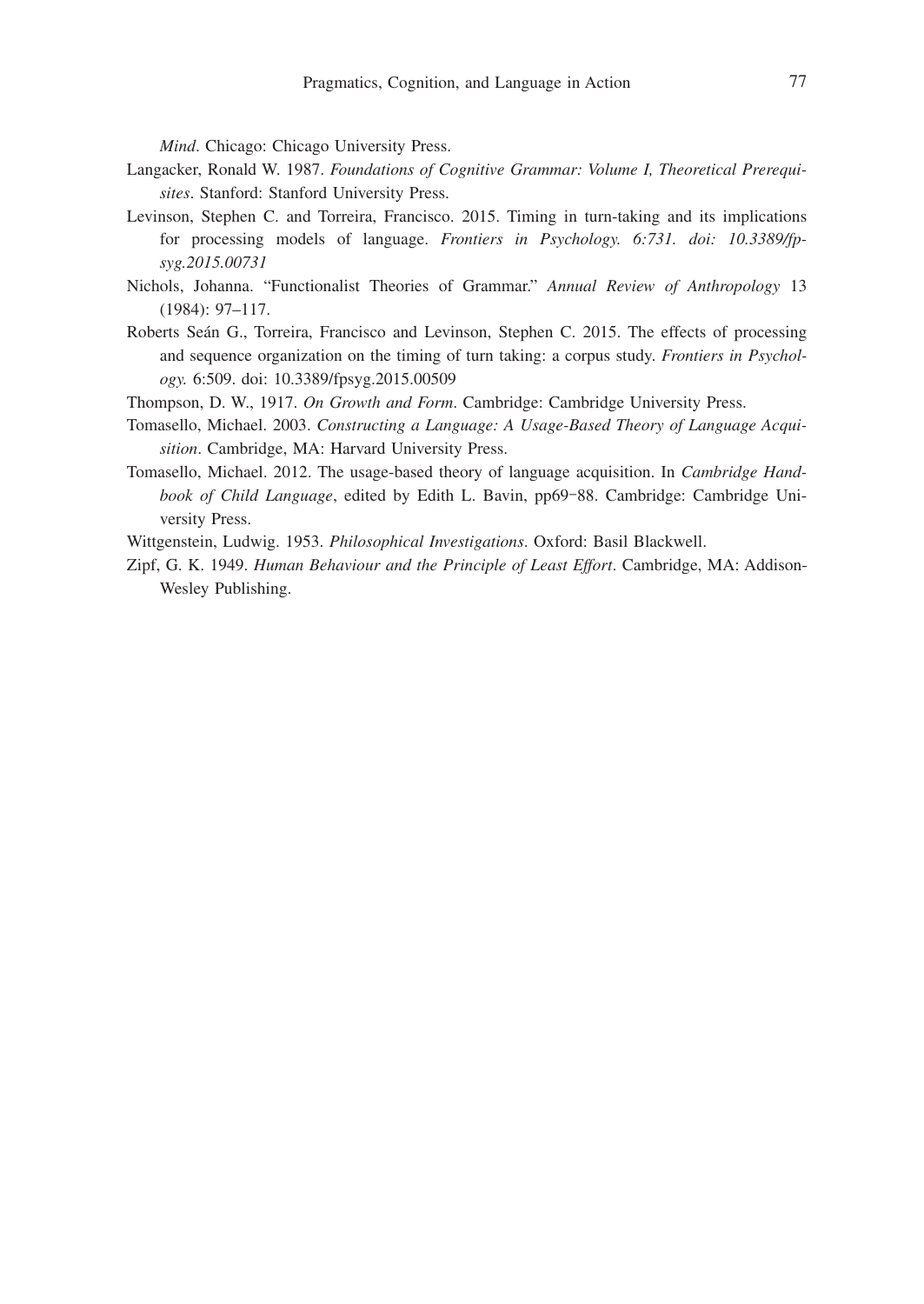*Mind*. Chicago: Chicago University Press.

Langacker, Ronald W. 1987. *Foundations of Cognitive Grammar: Volume I, Theoretical Prerequisites*. Stanford: Stanford University Press.

Levinson, Stephen C. and Torreira, Francisco. 2015. Timing in turn-taking and its implications for processing models of language. *Frontiers in Psychology. 6:731. doi: 10.3389/fpsyg.2015.00731*

Nichols, Johanna. "Functionalist Theories of Grammar." *Annual Review of Anthropology* 13 (1984): 97–117.

Roberts Seán G., Torreira, Francisco and Levinson, Stephen C. 2015. The effects of processing and sequence organization on the timing of turn taking: a corpus study. *Frontiers in Psychology.* 6:509. doi: 10.3389/fpsyg.2015.00509

Thompson, D. W., 1917. *On Growth and Form*. Cambridge: Cambridge University Press.

Tomasello, Michael. 2003. *Constructing a Language: A Usage-Based Theory of Language Acquisition*. Cambridge, MA: Harvard University Press.

Tomasello, Michael. 2012. The usage-based theory of language acquisition. In *Cambridge Handbook of Child Language*, edited by Edith L. Bavin, pp69–88. Cambridge: Cambridge University Press.

Wittgenstein, Ludwig. 1953. *Philosophical Investigations*. Oxford: Basil Blackwell.

Zipf, G. K. 1949. *Human Behaviour and the Principle of Least Effort*. Cambridge, MA: Addison-Wesley Publishing.